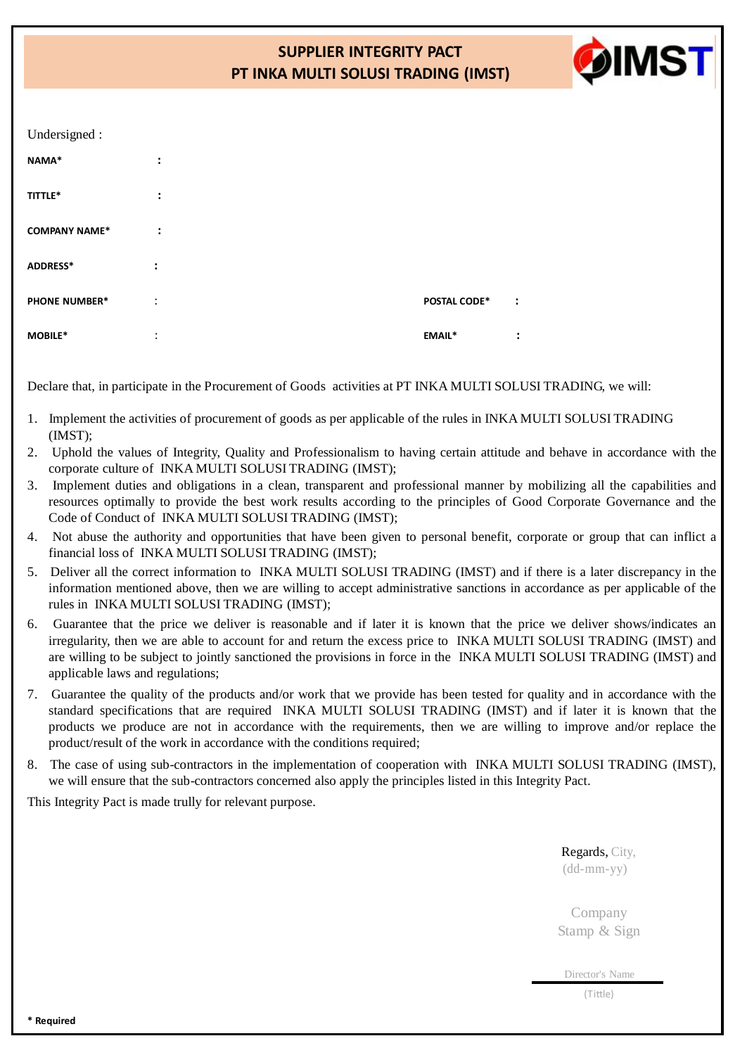# SUPPLIER INTEGRITY PACT
# PT INKA MULTI SOLUSI TRADING (IMST)

IMST

Undersigned :

**NAMA*** :

**TITTLE*** :

**COMPANY NAME*** :

**ADDRESS*** :

**PHONE NUMBER*** : **POSTAL CODE*** :

**MOBILE*** : **EMAIL*** :

Declare that, in participate in the Procurement of Goods activities at PT INKA MULTI SOLUSI TRADING, we will:

1. Implement the activities of procurement of goods as per applicable of the rules in INKA MULTI SOLUSI TRADING (IMST);
2. Uphold the values of Integrity, Quality and Professionalism to having certain attitude and behave in accordance with the corporate culture of INKA MULTI SOLUSI TRADING (IMST);
3. Implement duties and obligations in a clean, transparent and professional manner by mobilizing all the capabilities and resources optimally to provide the best work results according to the principles of Good Corporate Governance and the Code of Conduct of INKA MULTI SOLUSI TRADING (IMST);
4. Not abuse the authority and opportunities that have been given to personal benefit, corporate or group that can inflict a financial loss of INKA MULTI SOLUSI TRADING (IMST);
5. Deliver all the correct information to INKA MULTI SOLUSI TRADING (IMST) and if there is a later discrepancy in the information mentioned above, then we are willing to accept administrative sanctions in accordance as per applicable of the rules in INKA MULTI SOLUSI TRADING (IMST);
6. Guarantee that the price we deliver is reasonable and if later it is known that the price we deliver shows/indicates an irregularity, then we are able to account for and return the excess price to INKA MULTI SOLUSI TRADING (IMST) and are willing to be subject to jointly sanctioned the provisions in force in the INKA MULTI SOLUSI TRADING (IMST) and applicable laws and regulations;
7. Guarantee the quality of the products and/or work that we provide has been tested for quality and in accordance with the standard specifications that are required INKA MULTI SOLUSI TRADING (IMST) and if later it is known that the products we produce are not in accordance with the requirements, then we are willing to improve and/or replace the product/result of the work in accordance with the conditions required;
8. The case of using sub-contractors in the implementation of cooperation with INKA MULTI SOLUSI TRADING (IMST), we will ensure that the sub-contractors concerned also apply the principles listed in this Integrity Pact.

This Integrity Pact is made trully for relevant purpose.

Regards, City,
(dd-mm-yy)

Company
Stamp & Sign

Director's Name
(Tittle)

**\* Required**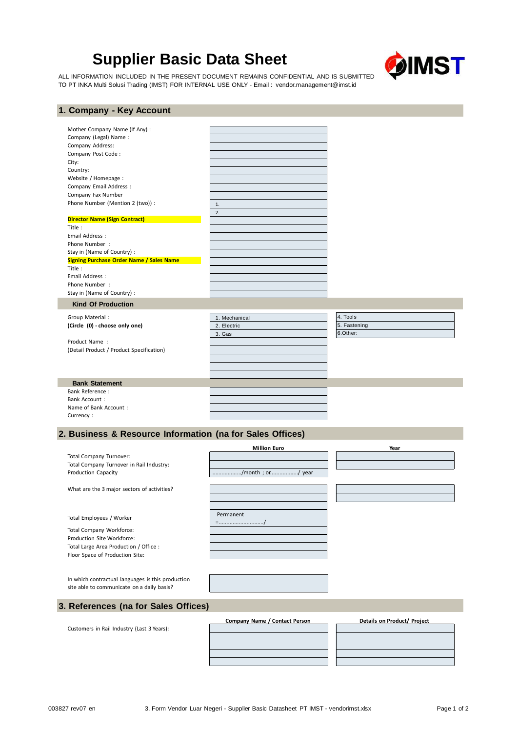# Supplier Basic Data Sheet

ALL INFORMATION INCLUDED IN THE PRESENT DOCUMENT REMAINS CONFIDENTIAL AND IS SUBMITTED TO PT INKA Multi Solusi Trading (IMST) FOR INTERNAL USE ONLY - Email : vendor.management@imst.id

IMST

## 1. Company - Key Account

| | |
|---|---|
| Mother Company Name (If Any) : | |
| Company (Legal) Name : | |
| Company Address: | |
| Company Post Code : | |
| City: | |
| Country: | |
| Website / Homepage : | |
| Company Email Address : | |
| Company Fax Number | |
| Phone Number (Mention 2 (two)) : | 1. |
| | 2. |
| **Director Name (Sign Contract)** | |
| Title : | |
| Email Address : | |
| Phone Number : | |
| Stay in (Name of Country) : | |
| **Signing Purchase Order Name / Sales Name** | |
| Title : | |
| Email Address : | |
| Phone Number : | |
| Stay in (Name of Country) : | |

### Kind Of Production

| | | |
|---|---|---|
| Group Material : | 1. Mechanical | 4. Tools |
| **(Circle (0) - choose only one)** | 2. Electric | 5. Fastening |
| | 3. Gas | 6.Other: ________ |
| Product Name : | | |
| (Detail Product / Product Specification) | | |

### Bank Statement

| | |
|---|---|
| Bank Reference : | |
| Bank Account : | |
| Name of Bank Account : | |
| Currency : | |

## 2. Business & Resource Information (na for Sales Offices)

| | Million Euro | Year |
|---|---|---|
| Total Company Turnover: | | |
| Total Company Turnover in Rail Industry: | | |
| Production Capacity | ………………./month ; or……………../ year | |
| What are the 3 major sectors of activities? | | |
| | | |
| | | |
| Total Employees / Worker | Permanent =………………………/ | |
| Total Company Workforce: | | |
| Production Site Workforce: | | |
| Total Large Area Production / Office : | | |
| Floor Space of Production Site: | | |
| In which contractual languages is this production site able to communicate on a daily basis? | | |

## 3. References (na for Sales Offices)

| | Company Name / Contact Person | Details on Product/ Project |
|---|---|---|
| Customers in Rail Industry (Last 3 Years): | | |
| | | |
| | | |
| | | |
| | | |

003827 rev07 en

3. Form Vendor Luar Negeri - Supplier Basic Datasheet PT IMST - vendorimst.xlsx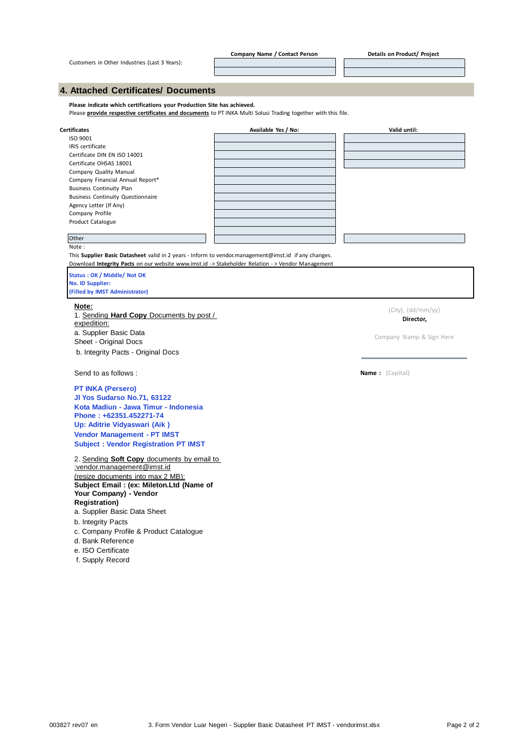| Customers in Other Industries (Last 3 Years): | Company Name / Contact Person | Details on Product/ Project |
|---|---|---|
| | | |
| | | |

## 4. Attached Certificates/ Documents

**Please indicate which certifications your Production Site has achieved.**
Please **provide respective certificates and documents** to PT INKA Multi Solusi Trading together with this file.

| Certificates | Available Yes / No: | Valid until: |
|---|---|---|
| ISO 9001 | | |
| IRIS certificate | | |
| Certificate DIN EN ISO 14001 | | |
| Certificate OHSAS 18001 | | |
| Company Quality Manual | | |
| Company Financial Annual Report* | | |
| Business Continuity Plan | | |
| Business Continuity Questionnaire | | |
| Agency Letter (If Any) | | |
| Company Profile | | |
| Product Catalogue | | |
| | | |
| Other | | |

Note :

This **Supplier Basic Datasheet** valid in 2 years - Inform to vendor.management@imst.id if any changes.
Download **Integrity Pacts** on our website www.imst.id -> Stakeholder Relation - > Vendor Management

**Status : OK / Middle/ Not OK**
**No. ID Supplier:**
**(Filled by IMST Administrator)**

**Note:**

1. Sending **Hard Copy** Documents by post / expedition:

a. Supplier Basic Data Sheet - Original Docs

b. Integrity Pacts - Original Docs

Send to as follows :

**PT INKA (Persero)**
**Jl Yos Sudarso No.71, 63122**
**Kota Madiun - Jawa Timur - Indonesia**
**Phone : +62351.452271-74**
**Up: Aditrie Vidyaswari (Aik )**
**Vendor Management - PT IMST**
**Subject : Vendor Registration PT IMST**

2. Sending **Soft Copy** documents by email to :vendor.management@imst.id (resize documents into max 2 MB):
**Subject Email : (ex: Mileton.Ltd (Name of Your Company) - Vendor Registration)**

a. Supplier Basic Data Sheet
b. Integrity Pacts
c. Company Profile & Product Catalogue
d. Bank Reference
e. ISO Certificate
f. Supply Record

(City), (dd/mm/yy)
**Director,**

Company Stamp & Sign Here

**Name :** (Capital)

003827 rev07 en — 3. Form Vendor Luar Negeri - Supplier Basic Datasheet PT IMST - vendorimst.xlsx